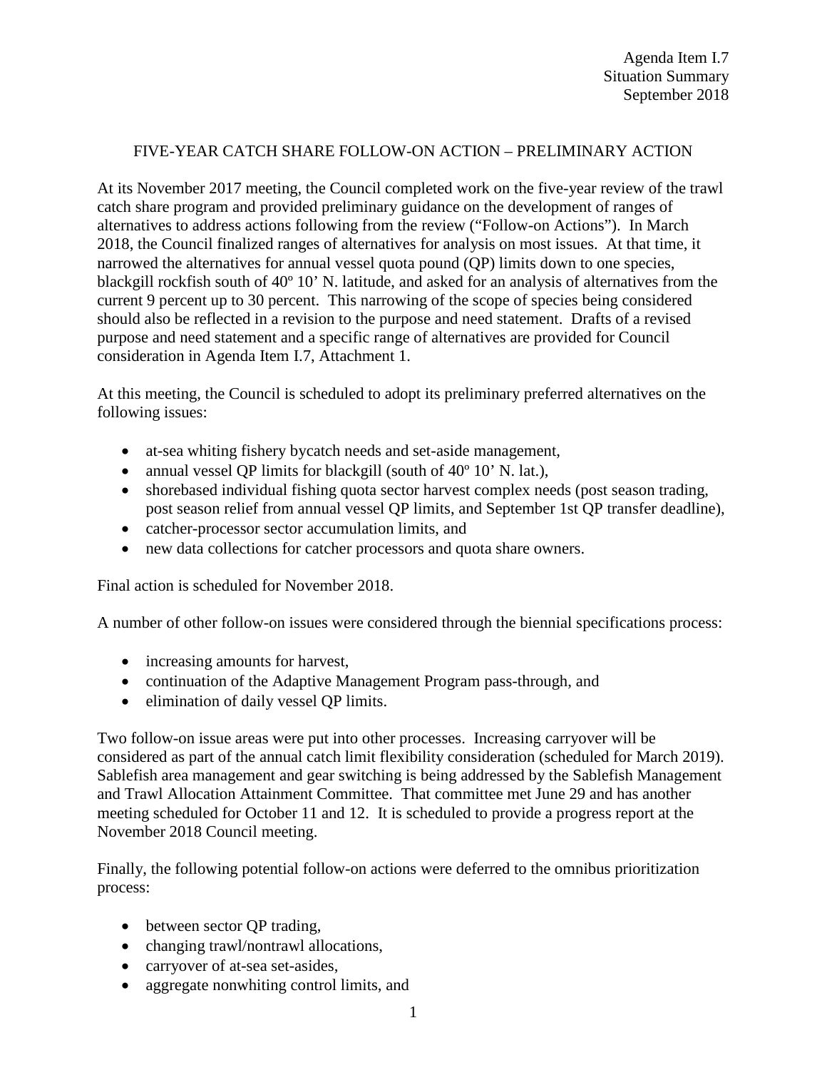Agenda Item I.7
Situation Summary
September 2018

# FIVE-YEAR CATCH SHARE FOLLOW-ON ACTION – PRELIMINARY ACTION

At its November 2017 meeting, the Council completed work on the five-year review of the trawl catch share program and provided preliminary guidance on the development of ranges of alternatives to address actions following from the review ("Follow-on Actions"). In March 2018, the Council finalized ranges of alternatives for analysis on most issues. At that time, it narrowed the alternatives for annual vessel quota pound (QP) limits down to one species, blackgill rockfish south of 40º 10' N. latitude, and asked for an analysis of alternatives from the current 9 percent up to 30 percent. This narrowing of the scope of species being considered should also be reflected in a revision to the purpose and need statement. Drafts of a revised purpose and need statement and a specific range of alternatives are provided for Council consideration in Agenda Item I.7, Attachment 1.

At this meeting, the Council is scheduled to adopt its preliminary preferred alternatives on the following issues:

- at-sea whiting fishery bycatch needs and set-aside management,
- annual vessel QP limits for blackgill (south of 40º 10' N. lat.),
- shorebased individual fishing quota sector harvest complex needs (post season trading, post season relief from annual vessel QP limits, and September 1st QP transfer deadline),
- catcher-processor sector accumulation limits, and
- new data collections for catcher processors and quota share owners.

Final action is scheduled for November 2018.

A number of other follow-on issues were considered through the biennial specifications process:

- increasing amounts for harvest,
- continuation of the Adaptive Management Program pass-through, and
- elimination of daily vessel QP limits.

Two follow-on issue areas were put into other processes. Increasing carryover will be considered as part of the annual catch limit flexibility consideration (scheduled for March 2019). Sablefish area management and gear switching is being addressed by the Sablefish Management and Trawl Allocation Attainment Committee. That committee met June 29 and has another meeting scheduled for October 11 and 12. It is scheduled to provide a progress report at the November 2018 Council meeting.

Finally, the following potential follow-on actions were deferred to the omnibus prioritization process:

- between sector QP trading,
- changing trawl/nontrawl allocations,
- carryover of at-sea set-asides,
- aggregate nonwhiting control limits, and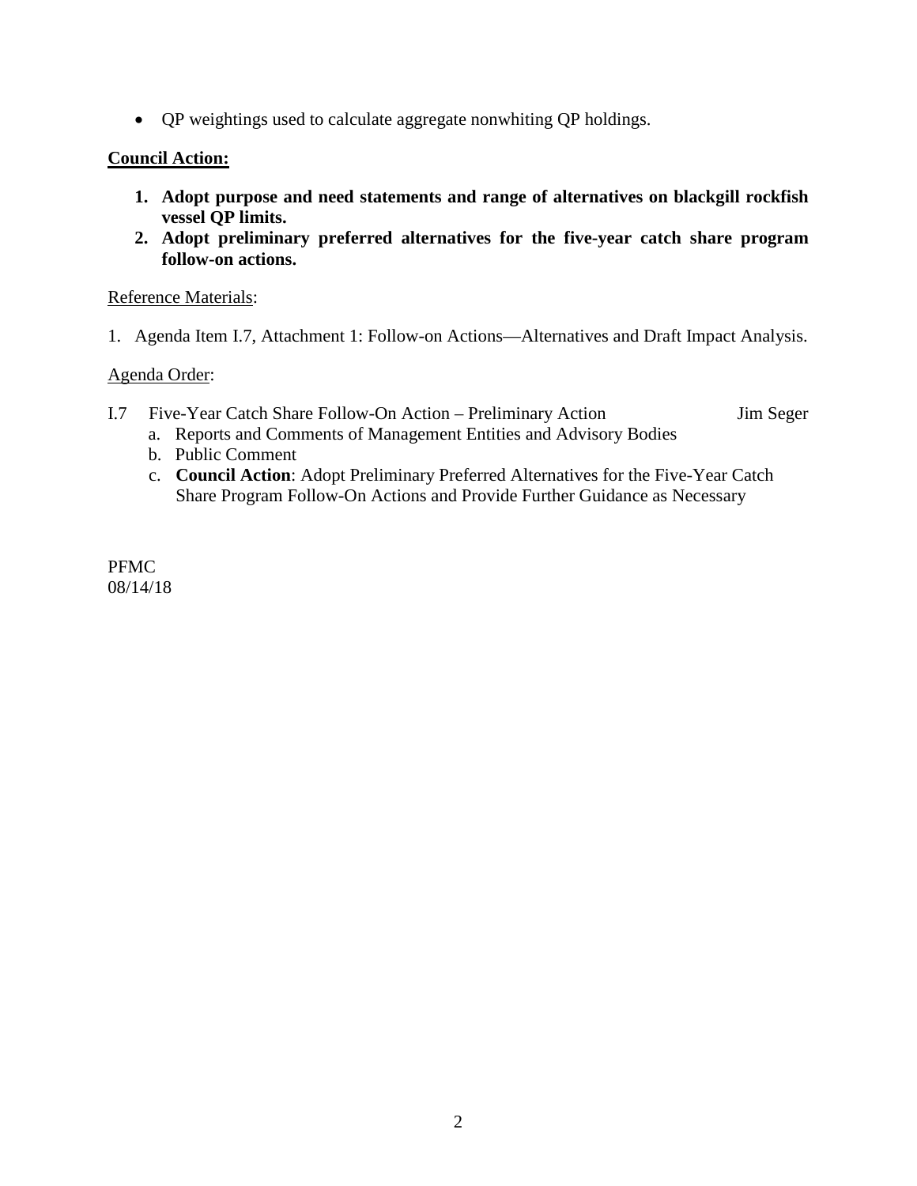- QP weightings used to calculate aggregate nonwhiting QP holdings.

**Council Action:**

1. **Adopt purpose and need statements and range of alternatives on blackgill rockfish vessel QP limits.**
2. **Adopt preliminary preferred alternatives for the five-year catch share program follow-on actions.**

Reference Materials:

1. Agenda Item I.7, Attachment 1: Follow-on Actions—Alternatives and Draft Impact Analysis.

Agenda Order:

I.7 Five-Year Catch Share Follow-On Action – Preliminary Action — Jim Seger

  a. Reports and Comments of Management Entities and Advisory Bodies
  b. Public Comment
  c. **Council Action**: Adopt Preliminary Preferred Alternatives for the Five-Year Catch Share Program Follow-On Actions and Provide Further Guidance as Necessary

PFMC
08/14/18